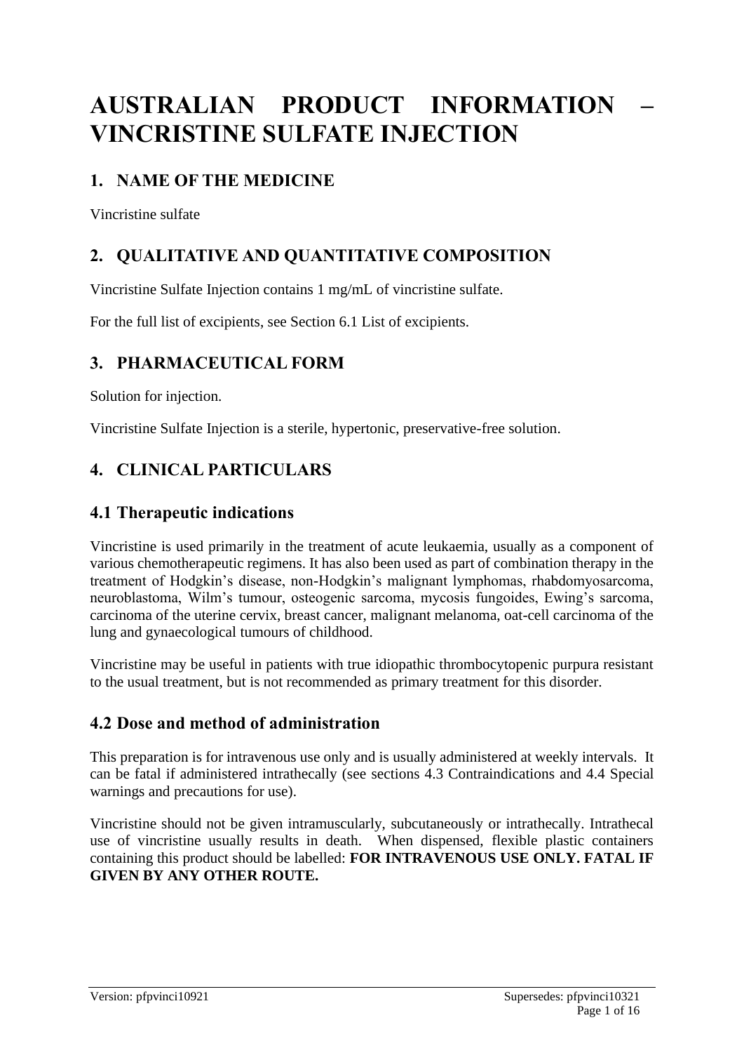# AUSTRALIAN PRODUCT INFORMATION – VINCRISTINE SULFATE INJECTION

## 1. NAME OF THE MEDICINE

Vincristine sulfate

## 2. QUALITATIVE AND QUANTITATIVE COMPOSITION

Vincristine Sulfate Injection contains 1 mg/mL of vincristine sulfate.

For the full list of excipients, see Section 6.1 List of excipients.

## 3. PHARMACEUTICAL FORM

Solution for injection.

Vincristine Sulfate Injection is a sterile, hypertonic, preservative-free solution.

## 4. CLINICAL PARTICULARS

### 4.1 Therapeutic indications

Vincristine is used primarily in the treatment of acute leukaemia, usually as a component of various chemotherapeutic regimens. It has also been used as part of combination therapy in the treatment of Hodgkin's disease, non-Hodgkin's malignant lymphomas, rhabdomyosarcoma, neuroblastoma, Wilm's tumour, osteogenic sarcoma, mycosis fungoides, Ewing's sarcoma, carcinoma of the uterine cervix, breast cancer, malignant melanoma, oat-cell carcinoma of the lung and gynaecological tumours of childhood.

Vincristine may be useful in patients with true idiopathic thrombocytopenic purpura resistant to the usual treatment, but is not recommended as primary treatment for this disorder.

### 4.2 Dose and method of administration

This preparation is for intravenous use only and is usually administered at weekly intervals. It can be fatal if administered intrathecally (see sections 4.3 Contraindications and 4.4 Special warnings and precautions for use).

Vincristine should not be given intramuscularly, subcutaneously or intrathecally. Intrathecal use of vincristine usually results in death. When dispensed, flexible plastic containers containing this product should be labelled: **FOR INTRAVENOUS USE ONLY. FATAL IF GIVEN BY ANY OTHER ROUTE.**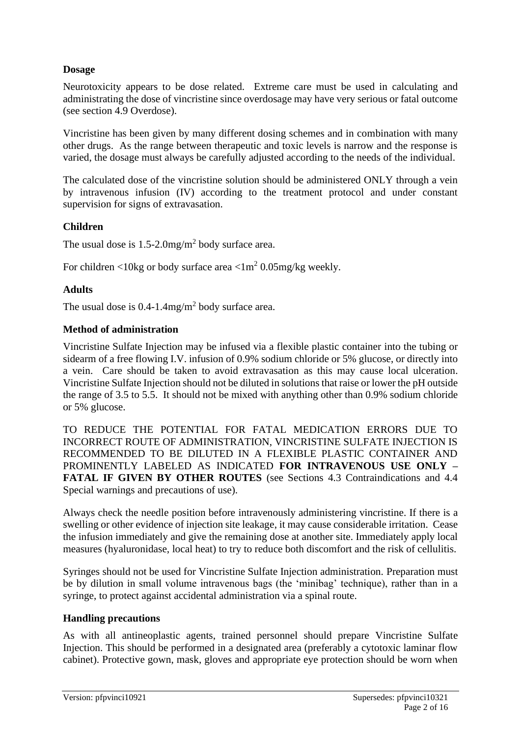### Dosage

Neurotoxicity appears to be dose related. Extreme care must be used in calculating and administrating the dose of vincristine since overdosage may have very serious or fatal outcome (see section 4.9 Overdose).

Vincristine has been given by many different dosing schemes and in combination with many other drugs. As the range between therapeutic and toxic levels is narrow and the response is varied, the dosage must always be carefully adjusted according to the needs of the individual.

The calculated dose of the vincristine solution should be administered ONLY through a vein by intravenous infusion (IV) according to the treatment protocol and under constant supervision for signs of extravasation.

### Children

The usual dose is 1.5-2.0mg/$m^2$ body surface area.

For children <10kg or body surface area <1$m^2$ 0.05mg/kg weekly.

### Adults

The usual dose is 0.4-1.4mg/$m^2$ body surface area.

### Method of administration

Vincristine Sulfate Injection may be infused via a flexible plastic container into the tubing or sidearm of a free flowing I.V. infusion of 0.9% sodium chloride or 5% glucose, or directly into a vein. Care should be taken to avoid extravasation as this may cause local ulceration. Vincristine Sulfate Injection should not be diluted in solutions that raise or lower the pH outside the range of 3.5 to 5.5. It should not be mixed with anything other than 0.9% sodium chloride or 5% glucose.

TO REDUCE THE POTENTIAL FOR FATAL MEDICATION ERRORS DUE TO INCORRECT ROUTE OF ADMINISTRATION, VINCRISTINE SULFATE INJECTION IS RECOMMENDED TO BE DILUTED IN A FLEXIBLE PLASTIC CONTAINER AND PROMINENTLY LABELED AS INDICATED **FOR INTRAVENOUS USE ONLY – FATAL IF GIVEN BY OTHER ROUTES** (see Sections 4.3 Contraindications and 4.4 Special warnings and precautions of use).

Always check the needle position before intravenously administering vincristine. If there is a swelling or other evidence of injection site leakage, it may cause considerable irritation. Cease the infusion immediately and give the remaining dose at another site. Immediately apply local measures (hyaluronidase, local heat) to try to reduce both discomfort and the risk of cellulitis.

Syringes should not be used for Vincristine Sulfate Injection administration. Preparation must be by dilution in small volume intravenous bags (the 'minibag' technique), rather than in a syringe, to protect against accidental administration via a spinal route.

### Handling precautions

As with all antineoplastic agents, trained personnel should prepare Vincristine Sulfate Injection. This should be performed in a designated area (preferably a cytotoxic laminar flow cabinet). Protective gown, mask, gloves and appropriate eye protection should be worn when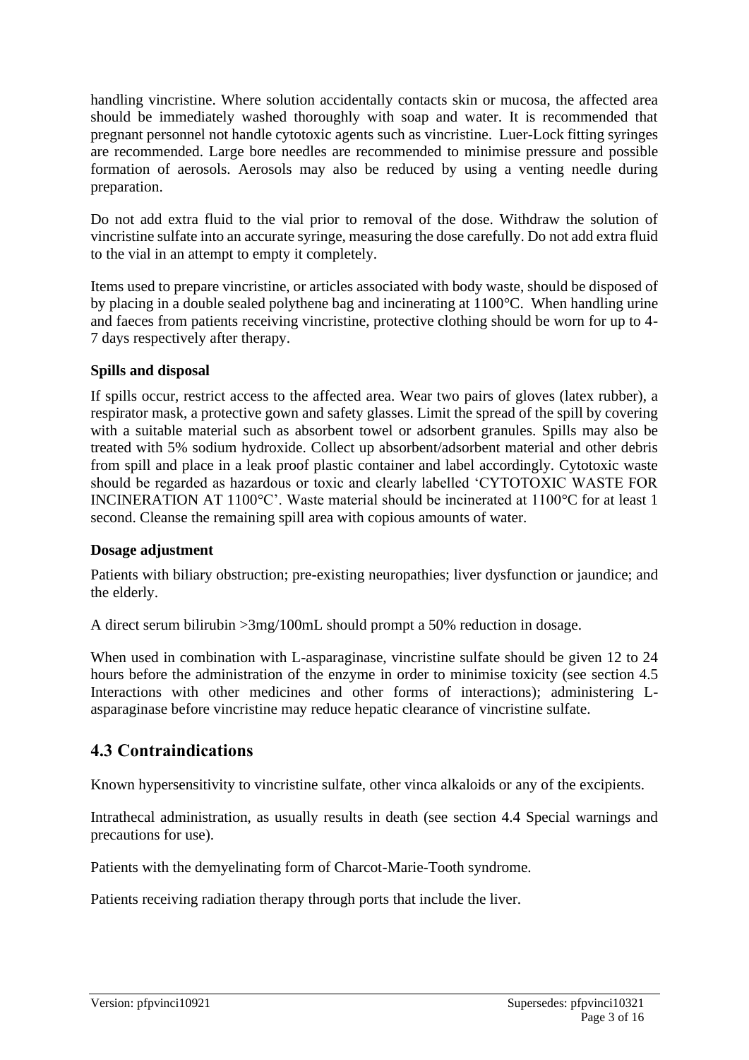handling vincristine. Where solution accidentally contacts skin or mucosa, the affected area should be immediately washed thoroughly with soap and water. It is recommended that pregnant personnel not handle cytotoxic agents such as vincristine. Luer-Lock fitting syringes are recommended. Large bore needles are recommended to minimise pressure and possible formation of aerosols. Aerosols may also be reduced by using a venting needle during preparation.

Do not add extra fluid to the vial prior to removal of the dose. Withdraw the solution of vincristine sulfate into an accurate syringe, measuring the dose carefully. Do not add extra fluid to the vial in an attempt to empty it completely.

Items used to prepare vincristine, or articles associated with body waste, should be disposed of by placing in a double sealed polythene bag and incinerating at 1100°C. When handling urine and faeces from patients receiving vincristine, protective clothing should be worn for up to 4-7 days respectively after therapy.

**Spills and disposal**

If spills occur, restrict access to the affected area. Wear two pairs of gloves (latex rubber), a respirator mask, a protective gown and safety glasses. Limit the spread of the spill by covering with a suitable material such as absorbent towel or adsorbent granules. Spills may also be treated with 5% sodium hydroxide. Collect up absorbent/adsorbent material and other debris from spill and place in a leak proof plastic container and label accordingly. Cytotoxic waste should be regarded as hazardous or toxic and clearly labelled 'CYTOTOXIC WASTE FOR INCINERATION AT 1100°C'. Waste material should be incinerated at 1100°C for at least 1 second. Cleanse the remaining spill area with copious amounts of water.

**Dosage adjustment**

Patients with biliary obstruction; pre-existing neuropathies; liver dysfunction or jaundice; and the elderly.

A direct serum bilirubin >3mg/100mL should prompt a 50% reduction in dosage.

When used in combination with L-asparaginase, vincristine sulfate should be given 12 to 24 hours before the administration of the enzyme in order to minimise toxicity (see section 4.5 Interactions with other medicines and other forms of interactions); administering L-asparaginase before vincristine may reduce hepatic clearance of vincristine sulfate.

## 4.3 Contraindications

Known hypersensitivity to vincristine sulfate, other vinca alkaloids or any of the excipients.

Intrathecal administration, as usually results in death (see section 4.4 Special warnings and precautions for use).

Patients with the demyelinating form of Charcot-Marie-Tooth syndrome.

Patients receiving radiation therapy through ports that include the liver.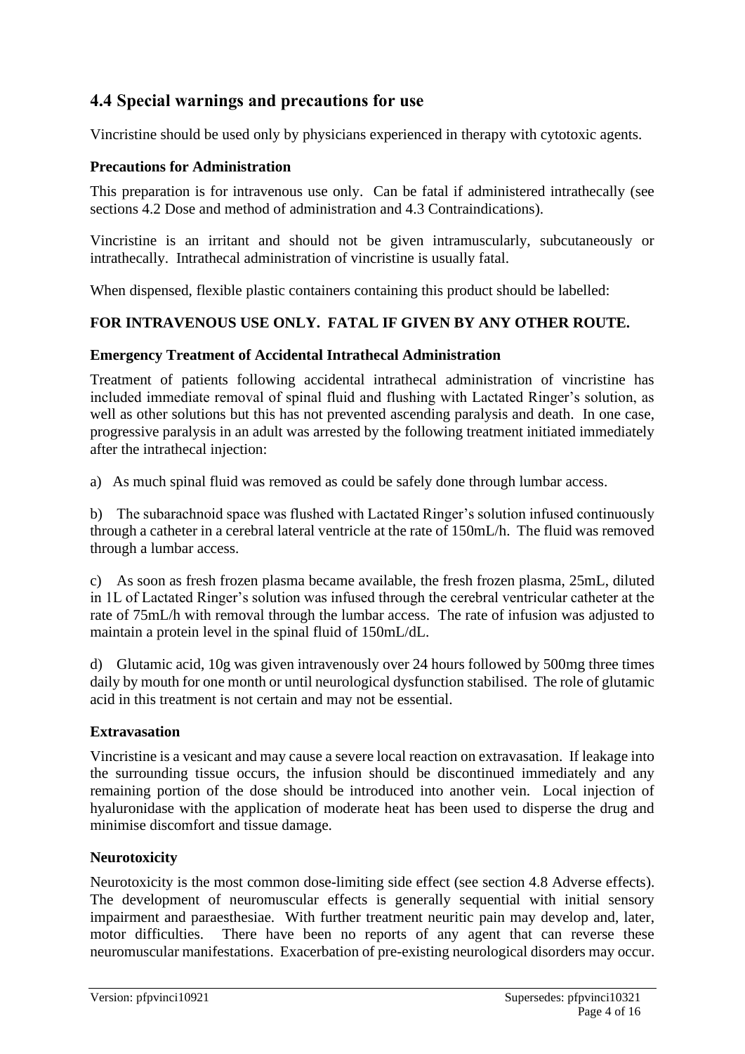## 4.4 Special warnings and precautions for use

Vincristine should be used only by physicians experienced in therapy with cytotoxic agents.

### Precautions for Administration

This preparation is for intravenous use only. Can be fatal if administered intrathecally (see sections 4.2 Dose and method of administration and 4.3 Contraindications).

Vincristine is an irritant and should not be given intramuscularly, subcutaneously or intrathecally. Intrathecal administration of vincristine is usually fatal.

When dispensed, flexible plastic containers containing this product should be labelled:

**FOR INTRAVENOUS USE ONLY. FATAL IF GIVEN BY ANY OTHER ROUTE.**

### Emergency Treatment of Accidental Intrathecal Administration

Treatment of patients following accidental intrathecal administration of vincristine has included immediate removal of spinal fluid and flushing with Lactated Ringer's solution, as well as other solutions but this has not prevented ascending paralysis and death. In one case, progressive paralysis in an adult was arrested by the following treatment initiated immediately after the intrathecal injection:

a) As much spinal fluid was removed as could be safely done through lumbar access.

b) The subarachnoid space was flushed with Lactated Ringer's solution infused continuously through a catheter in a cerebral lateral ventricle at the rate of 150mL/h. The fluid was removed through a lumbar access.

c) As soon as fresh frozen plasma became available, the fresh frozen plasma, 25mL, diluted in 1L of Lactated Ringer's solution was infused through the cerebral ventricular catheter at the rate of 75mL/h with removal through the lumbar access. The rate of infusion was adjusted to maintain a protein level in the spinal fluid of 150mL/dL.

d) Glutamic acid, 10g was given intravenously over 24 hours followed by 500mg three times daily by mouth for one month or until neurological dysfunction stabilised. The role of glutamic acid in this treatment is not certain and may not be essential.

### Extravasation

Vincristine is a vesicant and may cause a severe local reaction on extravasation. If leakage into the surrounding tissue occurs, the infusion should be discontinued immediately and any remaining portion of the dose should be introduced into another vein. Local injection of hyaluronidase with the application of moderate heat has been used to disperse the drug and minimise discomfort and tissue damage.

### Neurotoxicity

Neurotoxicity is the most common dose-limiting side effect (see section 4.8 Adverse effects). The development of neuromuscular effects is generally sequential with initial sensory impairment and paraesthesiae. With further treatment neuritic pain may develop and, later, motor difficulties. There have been no reports of any agent that can reverse these neuromuscular manifestations. Exacerbation of pre-existing neurological disorders may occur.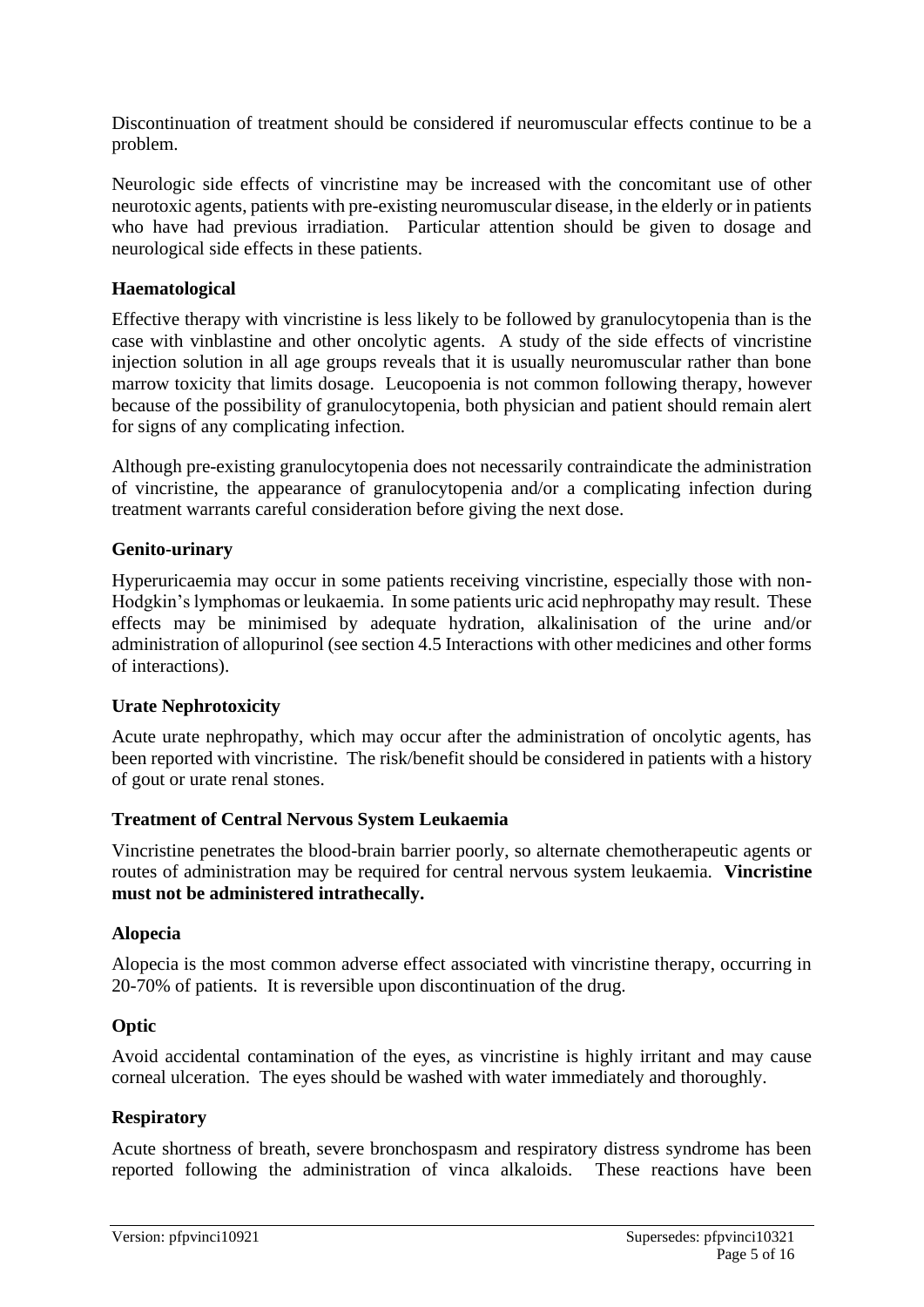Discontinuation of treatment should be considered if neuromuscular effects continue to be a problem.

Neurologic side effects of vincristine may be increased with the concomitant use of other neurotoxic agents, patients with pre-existing neuromuscular disease, in the elderly or in patients who have had previous irradiation. Particular attention should be given to dosage and neurological side effects in these patients.

**Haematological**

Effective therapy with vincristine is less likely to be followed by granulocytopenia than is the case with vinblastine and other oncolytic agents. A study of the side effects of vincristine injection solution in all age groups reveals that it is usually neuromuscular rather than bone marrow toxicity that limits dosage. Leucopoenia is not common following therapy, however because of the possibility of granulocytopenia, both physician and patient should remain alert for signs of any complicating infection.

Although pre-existing granulocytopenia does not necessarily contraindicate the administration of vincristine, the appearance of granulocytopenia and/or a complicating infection during treatment warrants careful consideration before giving the next dose.

**Genito-urinary**

Hyperuricaemia may occur in some patients receiving vincristine, especially those with non-Hodgkin's lymphomas or leukaemia. In some patients uric acid nephropathy may result. These effects may be minimised by adequate hydration, alkalinisation of the urine and/or administration of allopurinol (see section 4.5 Interactions with other medicines and other forms of interactions).

**Urate Nephrotoxicity**

Acute urate nephropathy, which may occur after the administration of oncolytic agents, has been reported with vincristine. The risk/benefit should be considered in patients with a history of gout or urate renal stones.

**Treatment of Central Nervous System Leukaemia**

Vincristine penetrates the blood-brain barrier poorly, so alternate chemotherapeutic agents or routes of administration may be required for central nervous system leukaemia. **Vincristine must not be administered intrathecally.**

**Alopecia**

Alopecia is the most common adverse effect associated with vincristine therapy, occurring in 20-70% of patients. It is reversible upon discontinuation of the drug.

**Optic**

Avoid accidental contamination of the eyes, as vincristine is highly irritant and may cause corneal ulceration. The eyes should be washed with water immediately and thoroughly.

**Respiratory**

Acute shortness of breath, severe bronchospasm and respiratory distress syndrome has been reported following the administration of vinca alkaloids. These reactions have been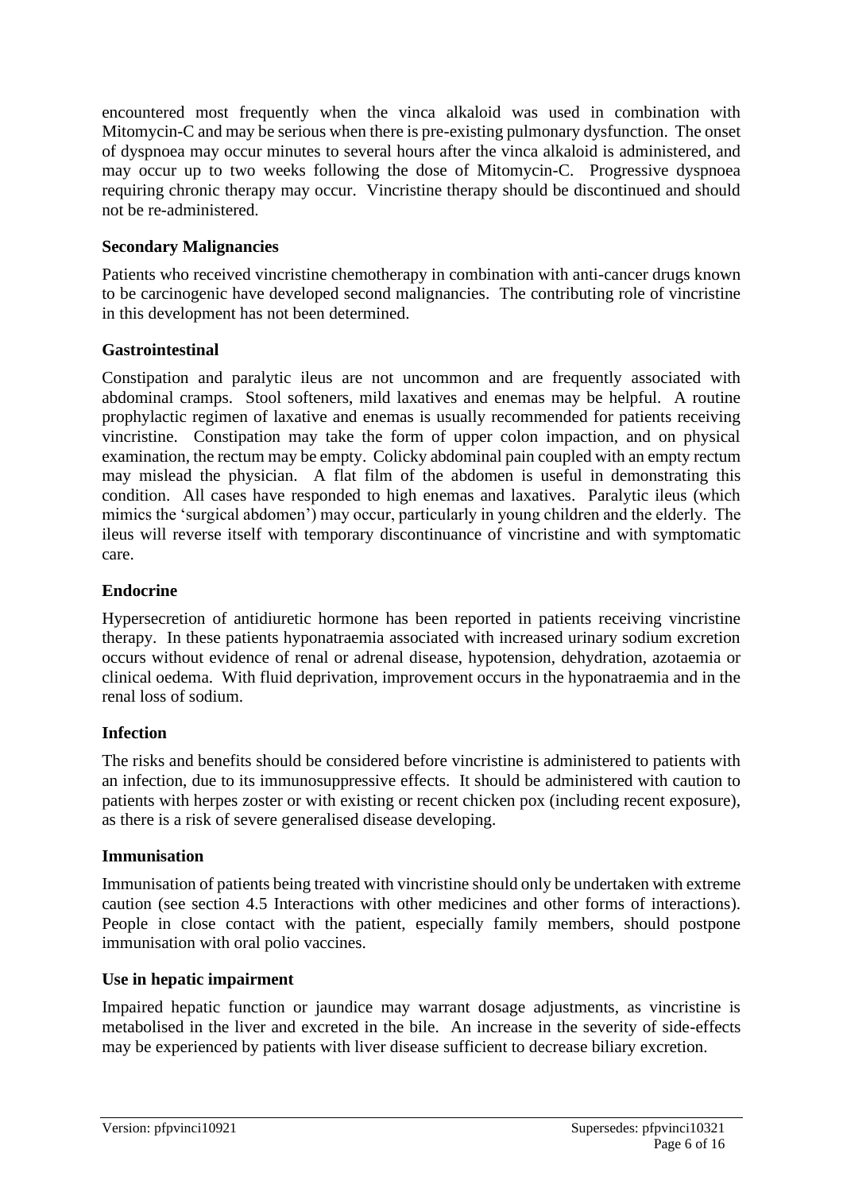encountered most frequently when the vinca alkaloid was used in combination with Mitomycin-C and may be serious when there is pre-existing pulmonary dysfunction. The onset of dyspnoea may occur minutes to several hours after the vinca alkaloid is administered, and may occur up to two weeks following the dose of Mitomycin-C. Progressive dyspnoea requiring chronic therapy may occur. Vincristine therapy should be discontinued and should not be re-administered.

**Secondary Malignancies**

Patients who received vincristine chemotherapy in combination with anti-cancer drugs known to be carcinogenic have developed second malignancies. The contributing role of vincristine in this development has not been determined.

**Gastrointestinal**

Constipation and paralytic ileus are not uncommon and are frequently associated with abdominal cramps. Stool softeners, mild laxatives and enemas may be helpful. A routine prophylactic regimen of laxative and enemas is usually recommended for patients receiving vincristine. Constipation may take the form of upper colon impaction, and on physical examination, the rectum may be empty. Colicky abdominal pain coupled with an empty rectum may mislead the physician. A flat film of the abdomen is useful in demonstrating this condition. All cases have responded to high enemas and laxatives. Paralytic ileus (which mimics the 'surgical abdomen') may occur, particularly in young children and the elderly. The ileus will reverse itself with temporary discontinuance of vincristine and with symptomatic care.

**Endocrine**

Hypersecretion of antidiuretic hormone has been reported in patients receiving vincristine therapy. In these patients hyponatraemia associated with increased urinary sodium excretion occurs without evidence of renal or adrenal disease, hypotension, dehydration, azotaemia or clinical oedema. With fluid deprivation, improvement occurs in the hyponatraemia and in the renal loss of sodium.

**Infection**

The risks and benefits should be considered before vincristine is administered to patients with an infection, due to its immunosuppressive effects. It should be administered with caution to patients with herpes zoster or with existing or recent chicken pox (including recent exposure), as there is a risk of severe generalised disease developing.

**Immunisation**

Immunisation of patients being treated with vincristine should only be undertaken with extreme caution (see section 4.5 Interactions with other medicines and other forms of interactions). People in close contact with the patient, especially family members, should postpone immunisation with oral polio vaccines.

**Use in hepatic impairment**

Impaired hepatic function or jaundice may warrant dosage adjustments, as vincristine is metabolised in the liver and excreted in the bile. An increase in the severity of side-effects may be experienced by patients with liver disease sufficient to decrease biliary excretion.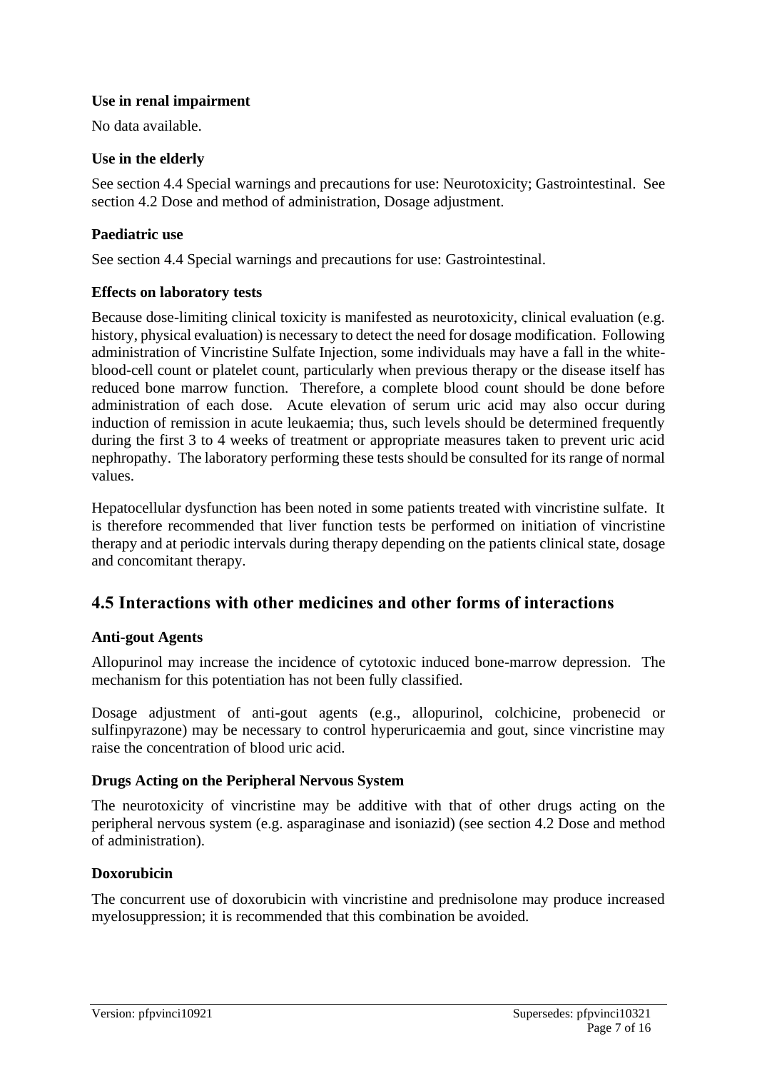### Use in renal impairment

No data available.

### Use in the elderly

See section 4.4 Special warnings and precautions for use: Neurotoxicity; Gastrointestinal. See section 4.2 Dose and method of administration, Dosage adjustment.

### Paediatric use

See section 4.4 Special warnings and precautions for use: Gastrointestinal.

### Effects on laboratory tests

Because dose-limiting clinical toxicity is manifested as neurotoxicity, clinical evaluation (e.g. history, physical evaluation) is necessary to detect the need for dosage modification. Following administration of Vincristine Sulfate Injection, some individuals may have a fall in the white-blood-cell count or platelet count, particularly when previous therapy or the disease itself has reduced bone marrow function. Therefore, a complete blood count should be done before administration of each dose. Acute elevation of serum uric acid may also occur during induction of remission in acute leukaemia; thus, such levels should be determined frequently during the first 3 to 4 weeks of treatment or appropriate measures taken to prevent uric acid nephropathy. The laboratory performing these tests should be consulted for its range of normal values.

Hepatocellular dysfunction has been noted in some patients treated with vincristine sulfate. It is therefore recommended that liver function tests be performed on initiation of vincristine therapy and at periodic intervals during therapy depending on the patients clinical state, dosage and concomitant therapy.

## 4.5 Interactions with other medicines and other forms of interactions

### Anti-gout Agents

Allopurinol may increase the incidence of cytotoxic induced bone-marrow depression. The mechanism for this potentiation has not been fully classified.

Dosage adjustment of anti-gout agents (e.g., allopurinol, colchicine, probenecid or sulfinpyrazone) may be necessary to control hyperuricaemia and gout, since vincristine may raise the concentration of blood uric acid.

### Drugs Acting on the Peripheral Nervous System

The neurotoxicity of vincristine may be additive with that of other drugs acting on the peripheral nervous system (e.g. asparaginase and isoniazid) (see section 4.2 Dose and method of administration).

### Doxorubicin

The concurrent use of doxorubicin with vincristine and prednisolone may produce increased myelosuppression; it is recommended that this combination be avoided.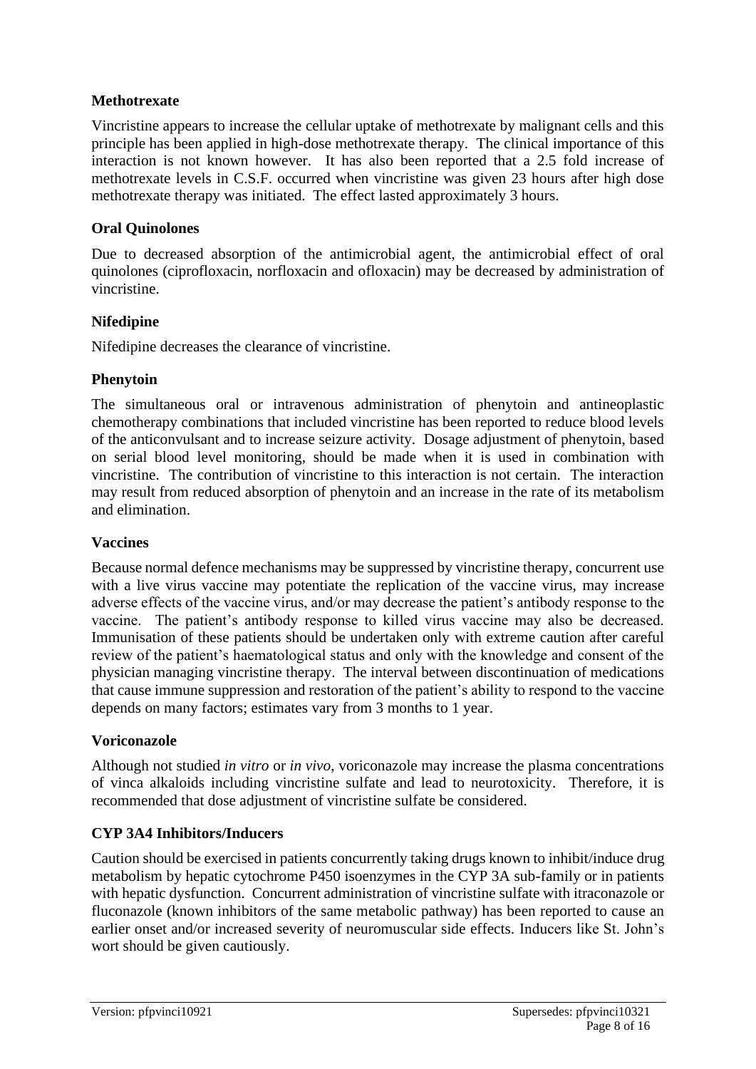**Methotrexate**

Vincristine appears to increase the cellular uptake of methotrexate by malignant cells and this principle has been applied in high-dose methotrexate therapy. The clinical importance of this interaction is not known however. It has also been reported that a 2.5 fold increase of methotrexate levels in C.S.F. occurred when vincristine was given 23 hours after high dose methotrexate therapy was initiated. The effect lasted approximately 3 hours.

**Oral Quinolones**

Due to decreased absorption of the antimicrobial agent, the antimicrobial effect of oral quinolones (ciprofloxacin, norfloxacin and ofloxacin) may be decreased by administration of vincristine.

**Nifedipine**

Nifedipine decreases the clearance of vincristine.

**Phenytoin**

The simultaneous oral or intravenous administration of phenytoin and antineoplastic chemotherapy combinations that included vincristine has been reported to reduce blood levels of the anticonvulsant and to increase seizure activity. Dosage adjustment of phenytoin, based on serial blood level monitoring, should be made when it is used in combination with vincristine. The contribution of vincristine to this interaction is not certain. The interaction may result from reduced absorption of phenytoin and an increase in the rate of its metabolism and elimination.

**Vaccines**

Because normal defence mechanisms may be suppressed by vincristine therapy, concurrent use with a live virus vaccine may potentiate the replication of the vaccine virus, may increase adverse effects of the vaccine virus, and/or may decrease the patient's antibody response to the vaccine. The patient's antibody response to killed virus vaccine may also be decreased. Immunisation of these patients should be undertaken only with extreme caution after careful review of the patient's haematological status and only with the knowledge and consent of the physician managing vincristine therapy. The interval between discontinuation of medications that cause immune suppression and restoration of the patient's ability to respond to the vaccine depends on many factors; estimates vary from 3 months to 1 year.

**Voriconazole**

Although not studied *in vitro* or *in vivo*, voriconazole may increase the plasma concentrations of vinca alkaloids including vincristine sulfate and lead to neurotoxicity. Therefore, it is recommended that dose adjustment of vincristine sulfate be considered.

**CYP 3A4 Inhibitors/Inducers**

Caution should be exercised in patients concurrently taking drugs known to inhibit/induce drug metabolism by hepatic cytochrome P450 isoenzymes in the CYP 3A sub-family or in patients with hepatic dysfunction. Concurrent administration of vincristine sulfate with itraconazole or fluconazole (known inhibitors of the same metabolic pathway) has been reported to cause an earlier onset and/or increased severity of neuromuscular side effects. Inducers like St. John's wort should be given cautiously.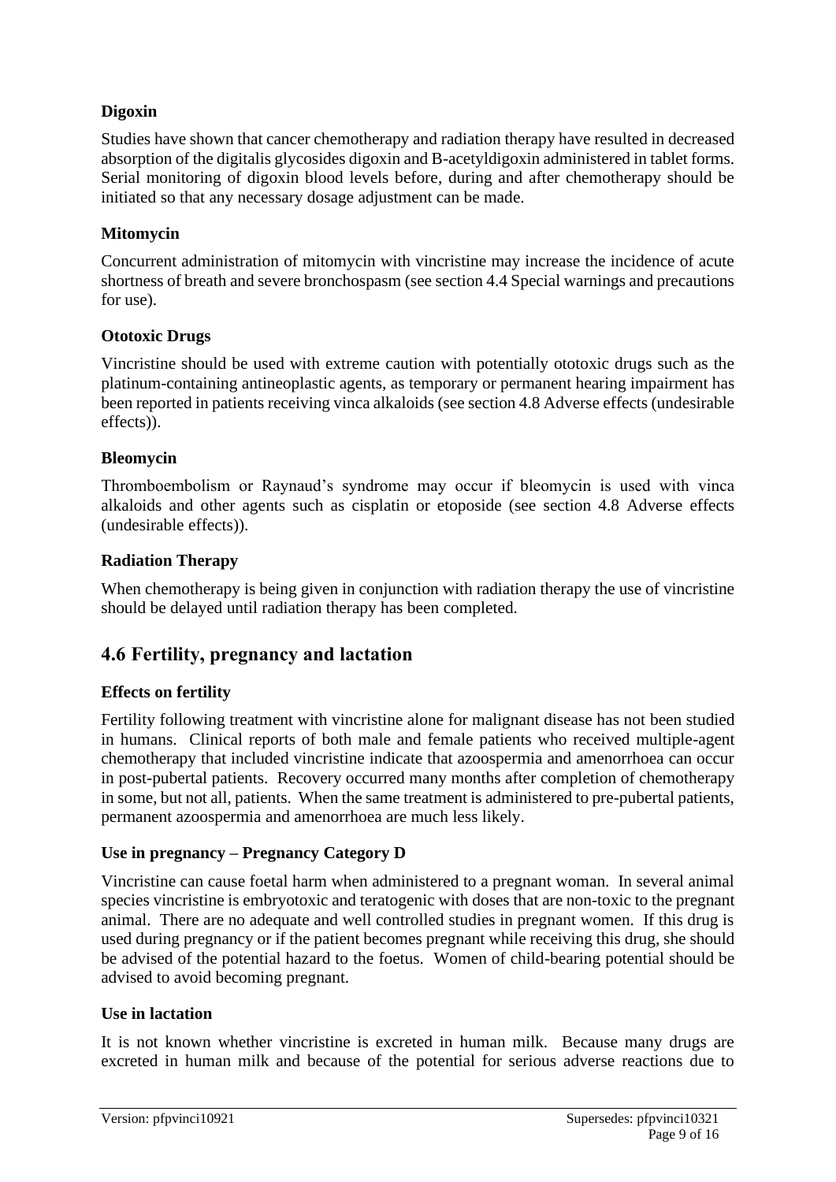**Digoxin**

Studies have shown that cancer chemotherapy and radiation therapy have resulted in decreased absorption of the digitalis glycosides digoxin and B-acetyldigoxin administered in tablet forms. Serial monitoring of digoxin blood levels before, during and after chemotherapy should be initiated so that any necessary dosage adjustment can be made.

**Mitomycin**

Concurrent administration of mitomycin with vincristine may increase the incidence of acute shortness of breath and severe bronchospasm (see section 4.4 Special warnings and precautions for use).

**Ototoxic Drugs**

Vincristine should be used with extreme caution with potentially ototoxic drugs such as the platinum-containing antineoplastic agents, as temporary or permanent hearing impairment has been reported in patients receiving vinca alkaloids (see section 4.8 Adverse effects (undesirable effects)).

**Bleomycin**

Thromboembolism or Raynaud's syndrome may occur if bleomycin is used with vinca alkaloids and other agents such as cisplatin or etoposide (see section 4.8 Adverse effects (undesirable effects)).

**Radiation Therapy**

When chemotherapy is being given in conjunction with radiation therapy the use of vincristine should be delayed until radiation therapy has been completed.

## 4.6 Fertility, pregnancy and lactation

**Effects on fertility**

Fertility following treatment with vincristine alone for malignant disease has not been studied in humans. Clinical reports of both male and female patients who received multiple-agent chemotherapy that included vincristine indicate that azoospermia and amenorrhoea can occur in post-pubertal patients. Recovery occurred many months after completion of chemotherapy in some, but not all, patients. When the same treatment is administered to pre-pubertal patients, permanent azoospermia and amenorrhoea are much less likely.

**Use in pregnancy – Pregnancy Category D**

Vincristine can cause foetal harm when administered to a pregnant woman. In several animal species vincristine is embryotoxic and teratogenic with doses that are non-toxic to the pregnant animal. There are no adequate and well controlled studies in pregnant women. If this drug is used during pregnancy or if the patient becomes pregnant while receiving this drug, she should be advised of the potential hazard to the foetus. Women of child-bearing potential should be advised to avoid becoming pregnant.

**Use in lactation**

It is not known whether vincristine is excreted in human milk. Because many drugs are excreted in human milk and because of the potential for serious adverse reactions due to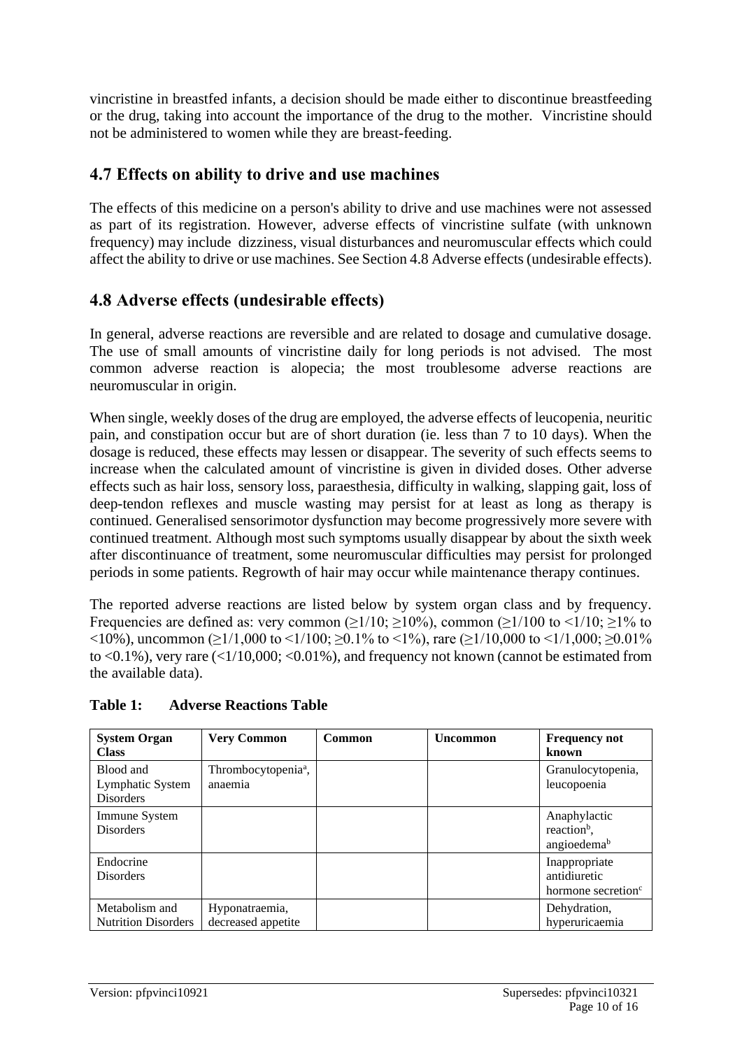vincristine in breastfed infants, a decision should be made either to discontinue breastfeeding or the drug, taking into account the importance of the drug to the mother. Vincristine should not be administered to women while they are breast-feeding.

## 4.7 Effects on ability to drive and use machines

The effects of this medicine on a person's ability to drive and use machines were not assessed as part of its registration. However, adverse effects of vincristine sulfate (with unknown frequency) may include dizziness, visual disturbances and neuromuscular effects which could affect the ability to drive or use machines. See Section 4.8 Adverse effects (undesirable effects).

## 4.8 Adverse effects (undesirable effects)

In general, adverse reactions are reversible and are related to dosage and cumulative dosage. The use of small amounts of vincristine daily for long periods is not advised. The most common adverse reaction is alopecia; the most troublesome adverse reactions are neuromuscular in origin.

When single, weekly doses of the drug are employed, the adverse effects of leucopenia, neuritic pain, and constipation occur but are of short duration (ie. less than 7 to 10 days). When the dosage is reduced, these effects may lessen or disappear. The severity of such effects seems to increase when the calculated amount of vincristine is given in divided doses. Other adverse effects such as hair loss, sensory loss, paraesthesia, difficulty in walking, slapping gait, loss of deep-tendon reflexes and muscle wasting may persist for at least as long as therapy is continued. Generalised sensorimotor dysfunction may become progressively more severe with continued treatment. Although most such symptoms usually disappear by about the sixth week after discontinuance of treatment, some neuromuscular difficulties may persist for prolonged periods in some patients. Regrowth of hair may occur while maintenance therapy continues.

The reported adverse reactions are listed below by system organ class and by frequency. Frequencies are defined as: very common (≥1/10; ≥10%), common (≥1/100 to <1/10; ≥1% to <10%), uncommon (≥1/1,000 to <1/100; ≥0.1% to <1%), rare (≥1/10,000 to <1/1,000; ≥0.01% to <0.1%), very rare (<1/10,000; <0.01%), and frequency not known (cannot be estimated from the available data).

**Table 1: Adverse Reactions Table**

| System Organ Class | Very Common | Common | Uncommon | Frequency not known |
|---|---|---|---|---|
| Blood and Lymphatic System Disorders | Thrombocytopenia[a], anaemia | | | Granulocytopenia, leucopoenia |
| Immune System Disorders | | | | Anaphylactic reaction[b], angioedema[b] |
| Endocrine Disorders | | | | Inappropriate antidiuretic hormone secretion[c] |
| Metabolism and Nutrition Disorders | Hyponatraemia, decreased appetite | | | Dehydration, hyperuricaemia |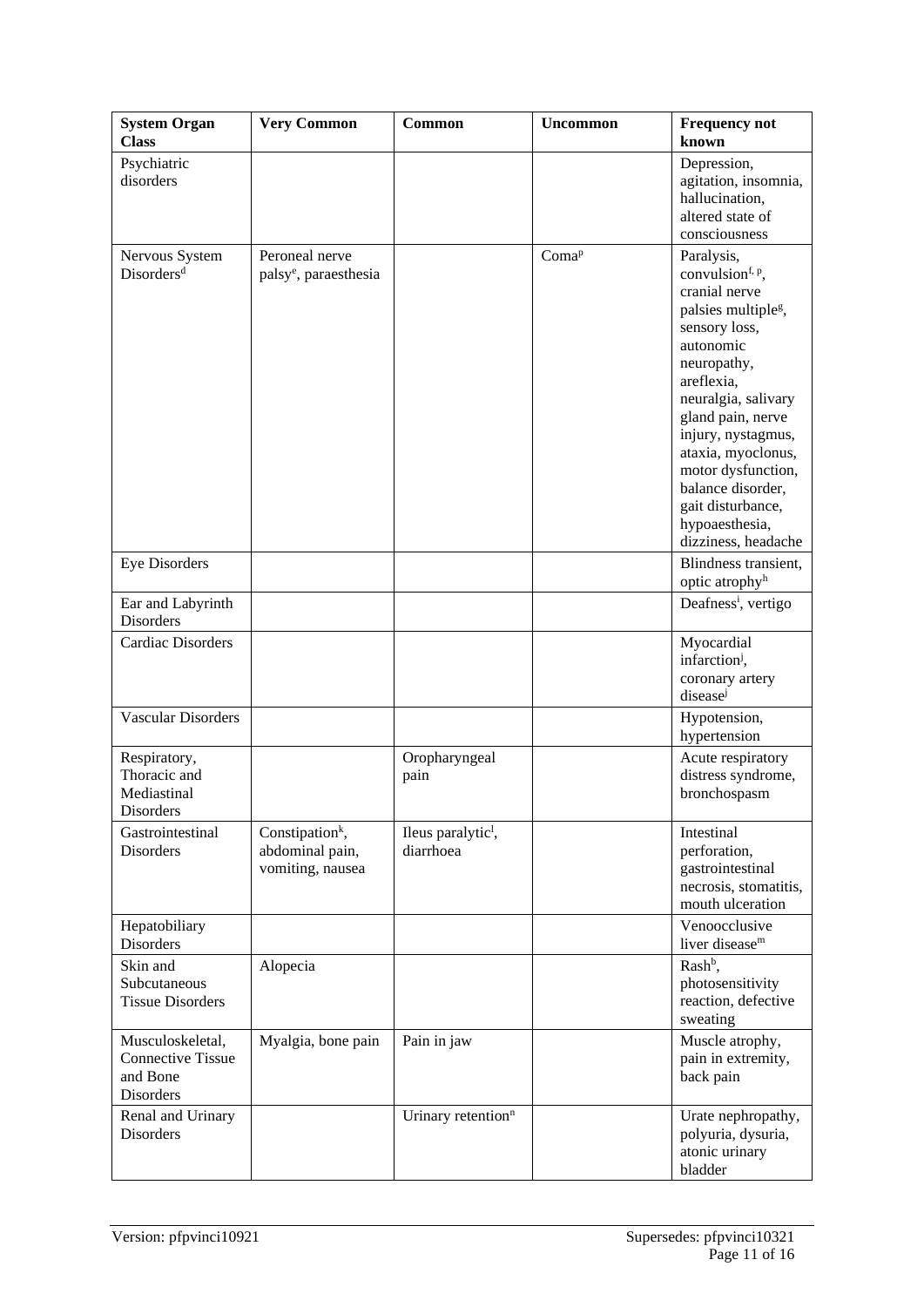| System Organ Class | Very Common | Common | Uncommon | Frequency not known |
|---|---|---|---|---|
| Psychiatric disorders | | | | Depression, agitation, insomnia, hallucination, altered state of consciousness |
| Nervous System Disorders[d] | Peroneal nerve palsy[e], paraesthesia | | Coma[p] | Paralysis, convulsion[f, p], cranial nerve palsies multiple[g], sensory loss, autonomic neuropathy, areflexia, neuralgia, salivary gland pain, nerve injury, nystagmus, ataxia, myoclonus, motor dysfunction, balance disorder, gait disturbance, hypoaesthesia, dizziness, headache |
| Eye Disorders | | | | Blindness transient, optic atrophy[h] |
| Ear and Labyrinth Disorders | | | | Deafness[i], vertigo |
| Cardiac Disorders | | | | Myocardial infarction[j], coronary artery disease[j] |
| Vascular Disorders | | | | Hypotension, hypertension |
| Respiratory, Thoracic and Mediastinal Disorders | | Oropharyngeal pain | | Acute respiratory distress syndrome, bronchospasm |
| Gastrointestinal Disorders | Constipation[k], abdominal pain, vomiting, nausea | Ileus paralytic[l], diarrhoea | | Intestinal perforation, gastrointestinal necrosis, stomatitis, mouth ulceration |
| Hepatobiliary Disorders | | | | Venoocclusive liver disease[m] |
| Skin and Subcutaneous Tissue Disorders | Alopecia | | | Rash[b], photosensitivity reaction, defective sweating |
| Musculoskeletal, Connective Tissue and Bone Disorders | Myalgia, bone pain | Pain in jaw | | Muscle atrophy, pain in extremity, back pain |
| Renal and Urinary Disorders | | Urinary retention[n] | | Urate nephropathy, polyuria, dysuria, atonic urinary bladder |

Version: pfpvinci10921 Supersedes: pfpvinci10321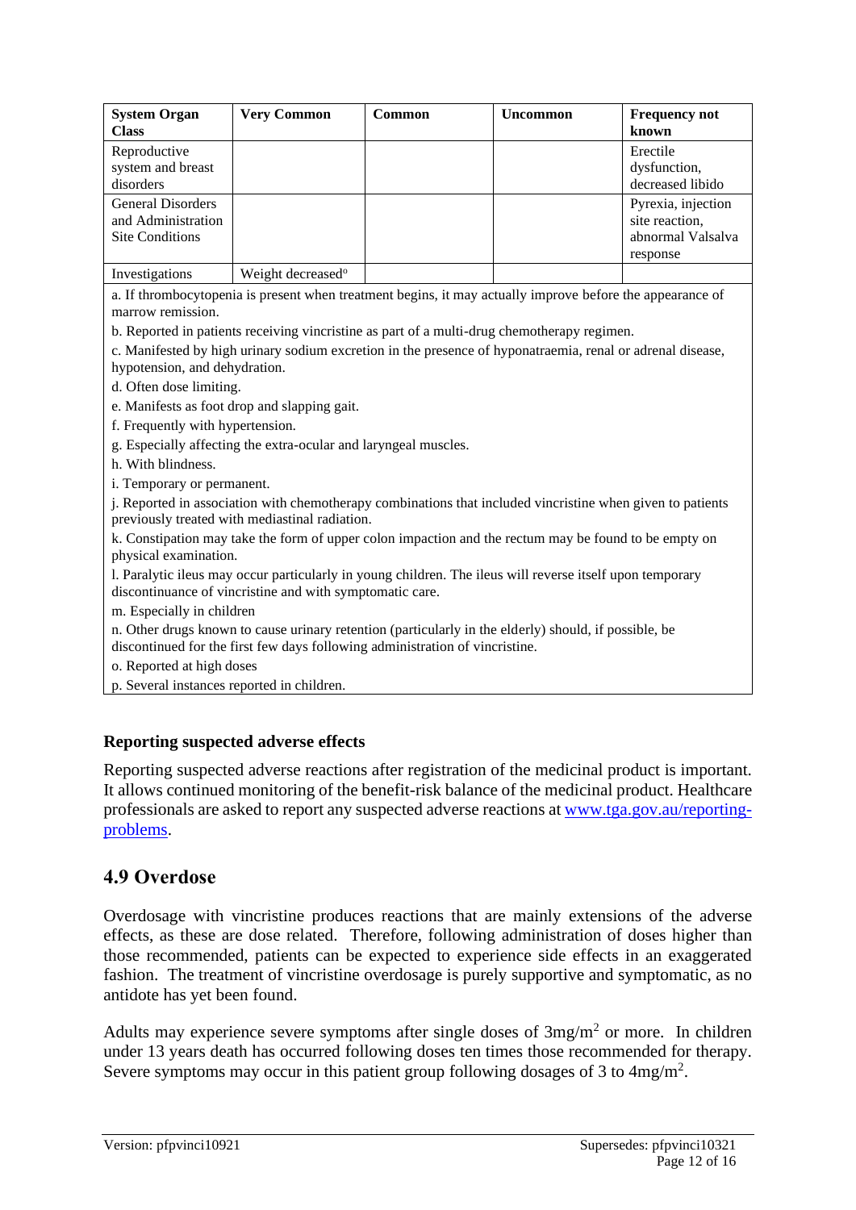| System Organ Class | Very Common | Common | Uncommon | Frequency not known |
|---|---|---|---|---|
| Reproductive system and breast disorders | | | | Erectile dysfunction, decreased libido |
| General Disorders and Administration Site Conditions | | | | Pyrexia, injection site reaction, abnormal Valsalva response |
| Investigations | Weight decreased[o] | | | |

a. If thrombocytopenia is present when treatment begins, it may actually improve before the appearance of marrow remission.

b. Reported in patients receiving vincristine as part of a multi-drug chemotherapy regimen.

c. Manifested by high urinary sodium excretion in the presence of hyponatraemia, renal or adrenal disease, hypotension, and dehydration.

d. Often dose limiting.

e. Manifests as foot drop and slapping gait.

f. Frequently with hypertension.

g. Especially affecting the extra-ocular and laryngeal muscles.

h. With blindness.

i. Temporary or permanent.

j. Reported in association with chemotherapy combinations that included vincristine when given to patients previously treated with mediastinal radiation.

k. Constipation may take the form of upper colon impaction and the rectum may be found to be empty on physical examination.

l. Paralytic ileus may occur particularly in young children. The ileus will reverse itself upon temporary discontinuance of vincristine and with symptomatic care.

m. Especially in children

n. Other drugs known to cause urinary retention (particularly in the elderly) should, if possible, be discontinued for the first few days following administration of vincristine.

o. Reported at high doses

p. Several instances reported in children.

### Reporting suspected adverse effects

Reporting suspected adverse reactions after registration of the medicinal product is important. It allows continued monitoring of the benefit-risk balance of the medicinal product. Healthcare professionals are asked to report any suspected adverse reactions at www.tga.gov.au/reporting-problems.

## 4.9 Overdose

Overdosage with vincristine produces reactions that are mainly extensions of the adverse effects, as these are dose related. Therefore, following administration of doses higher than those recommended, patients can be expected to experience side effects in an exaggerated fashion. The treatment of vincristine overdosage is purely supportive and symptomatic, as no antidote has yet been found.

Adults may experience severe symptoms after single doses of $3mg/m^2$ or more. In children under 13 years death has occurred following doses ten times those recommended for therapy. Severe symptoms may occur in this patient group following dosages of 3 to $4mg/m^2$.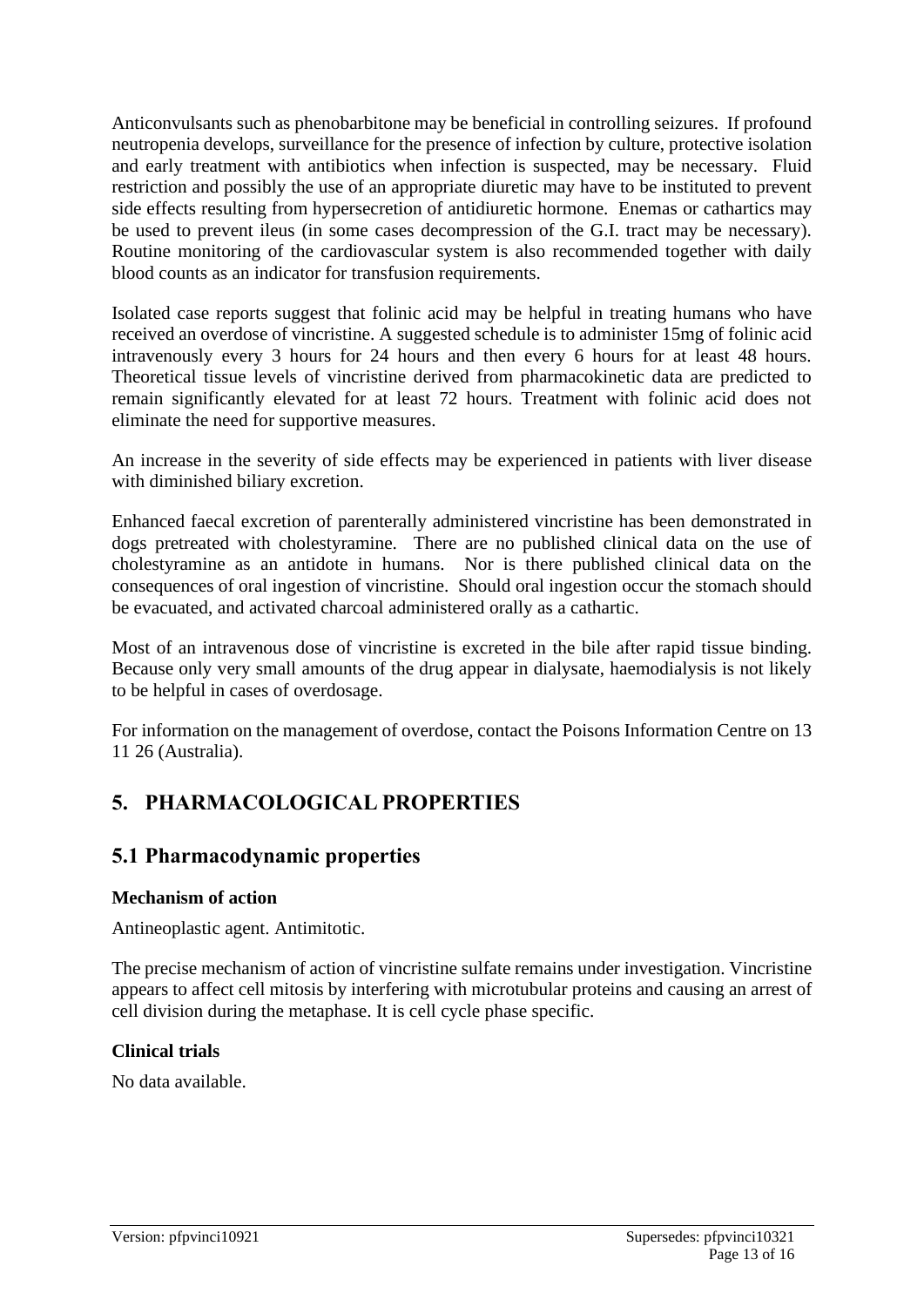Anticonvulsants such as phenobarbitone may be beneficial in controlling seizures. If profound neutropenia develops, surveillance for the presence of infection by culture, protective isolation and early treatment with antibiotics when infection is suspected, may be necessary. Fluid restriction and possibly the use of an appropriate diuretic may have to be instituted to prevent side effects resulting from hypersecretion of antidiuretic hormone. Enemas or cathartics may be used to prevent ileus (in some cases decompression of the G.I. tract may be necessary). Routine monitoring of the cardiovascular system is also recommended together with daily blood counts as an indicator for transfusion requirements.

Isolated case reports suggest that folinic acid may be helpful in treating humans who have received an overdose of vincristine. A suggested schedule is to administer 15mg of folinic acid intravenously every 3 hours for 24 hours and then every 6 hours for at least 48 hours. Theoretical tissue levels of vincristine derived from pharmacokinetic data are predicted to remain significantly elevated for at least 72 hours. Treatment with folinic acid does not eliminate the need for supportive measures.

An increase in the severity of side effects may be experienced in patients with liver disease with diminished biliary excretion.

Enhanced faecal excretion of parenterally administered vincristine has been demonstrated in dogs pretreated with cholestyramine. There are no published clinical data on the use of cholestyramine as an antidote in humans. Nor is there published clinical data on the consequences of oral ingestion of vincristine. Should oral ingestion occur the stomach should be evacuated, and activated charcoal administered orally as a cathartic.

Most of an intravenous dose of vincristine is excreted in the bile after rapid tissue binding. Because only very small amounts of the drug appear in dialysate, haemodialysis is not likely to be helpful in cases of overdosage.

For information on the management of overdose, contact the Poisons Information Centre on 13 11 26 (Australia).

# 5. PHARMACOLOGICAL PROPERTIES

## 5.1 Pharmacodynamic properties

### Mechanism of action

Antineoplastic agent. Antimitotic.

The precise mechanism of action of vincristine sulfate remains under investigation. Vincristine appears to affect cell mitosis by interfering with microtubular proteins and causing an arrest of cell division during the metaphase. It is cell cycle phase specific.

### Clinical trials

No data available.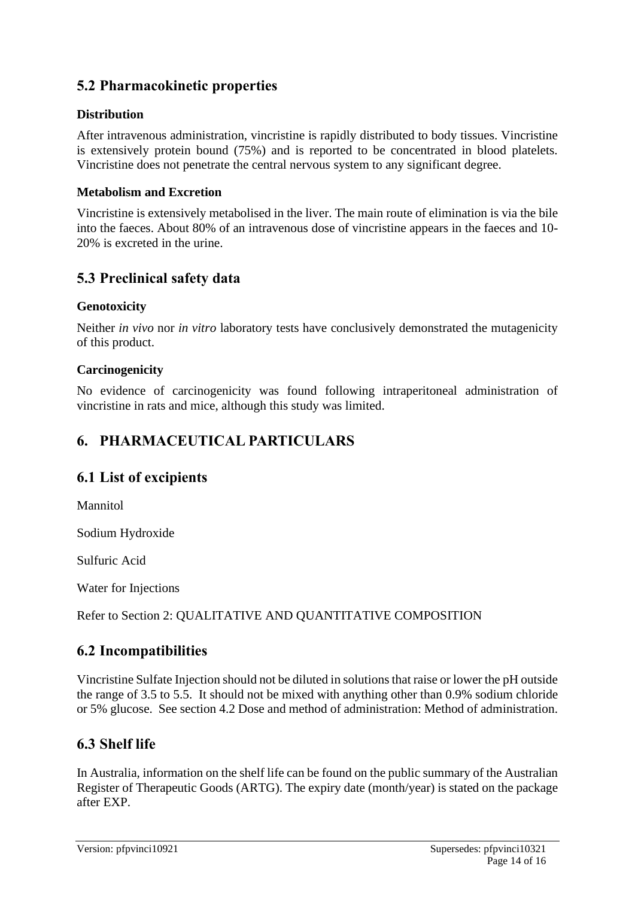## 5.2 Pharmacokinetic properties

### Distribution

After intravenous administration, vincristine is rapidly distributed to body tissues. Vincristine is extensively protein bound (75%) and is reported to be concentrated in blood platelets. Vincristine does not penetrate the central nervous system to any significant degree.

### Metabolism and Excretion

Vincristine is extensively metabolised in the liver. The main route of elimination is via the bile into the faeces. About 80% of an intravenous dose of vincristine appears in the faeces and 10-20% is excreted in the urine.

## 5.3 Preclinical safety data

### Genotoxicity

Neither *in vivo* nor *in vitro* laboratory tests have conclusively demonstrated the mutagenicity of this product.

### Carcinogenicity

No evidence of carcinogenicity was found following intraperitoneal administration of vincristine in rats and mice, although this study was limited.

# 6. PHARMACEUTICAL PARTICULARS

## 6.1 List of excipients

Mannitol

Sodium Hydroxide

Sulfuric Acid

Water for Injections

Refer to Section 2: QUALITATIVE AND QUANTITATIVE COMPOSITION

## 6.2 Incompatibilities

Vincristine Sulfate Injection should not be diluted in solutions that raise or lower the pH outside the range of 3.5 to 5.5. It should not be mixed with anything other than 0.9% sodium chloride or 5% glucose. See section 4.2 Dose and method of administration: Method of administration.

## 6.3 Shelf life

In Australia, information on the shelf life can be found on the public summary of the Australian Register of Therapeutic Goods (ARTG). The expiry date (month/year) is stated on the package after EXP.

Version: pfpvinci10921 Supersedes: pfpvinci10321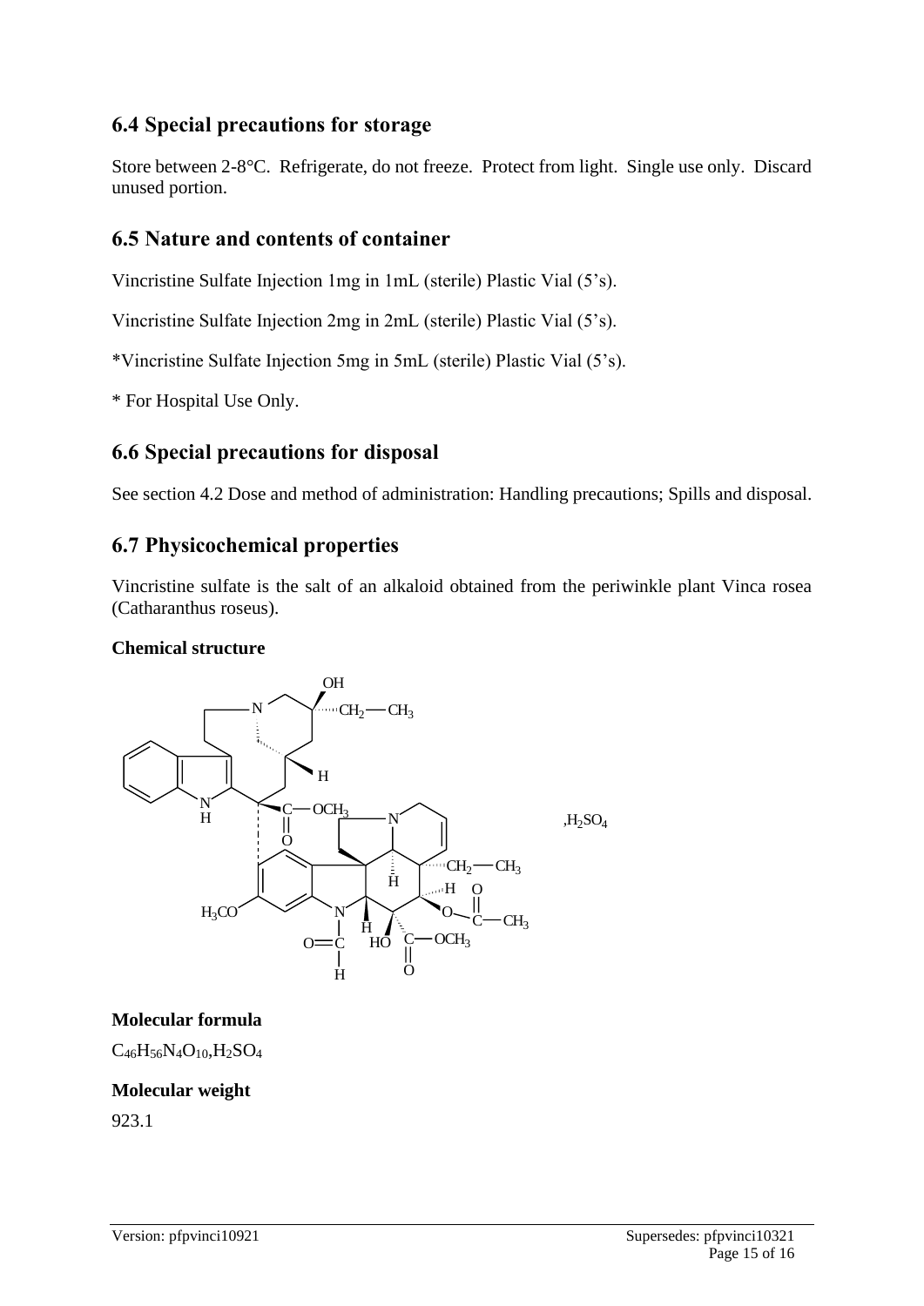## 6.4 Special precautions for storage

Store between 2-8°C. Refrigerate, do not freeze. Protect from light. Single use only. Discard unused portion.

## 6.5 Nature and contents of container

Vincristine Sulfate Injection 1mg in 1mL (sterile) Plastic Vial (5's).

Vincristine Sulfate Injection 2mg in 2mL (sterile) Plastic Vial (5's).

*Vincristine Sulfate Injection 5mg in 5mL (sterile) Plastic Vial (5's).

* For Hospital Use Only.

## 6.6 Special precautions for disposal

See section 4.2 Dose and method of administration: Handling precautions; Spills and disposal.

## 6.7 Physicochemical properties

Vincristine sulfate is the salt of an alkaloid obtained from the periwinkle plant Vinca rosea (Catharanthus roseus).

**Chemical structure**

OH
N
$CH_2$—$CH_3$
H
N
H
C—$OCH_3$
O
N
,$H_2SO_4$
$CH_2$—$CH_3$
H
H
O
$H_3CO$
N
O—C—$CH_3$
H
O=C
HO
C—$OCH_3$
H
O

**Molecular formula**

$C_{46}H_{56}N_4O_{10},H_2SO_4$

**Molecular weight**

923.1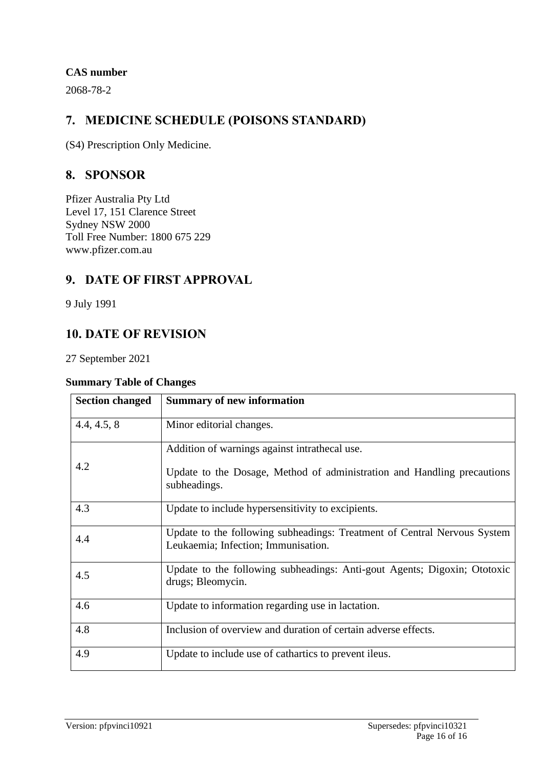**CAS number**

2068-78-2

## 7. MEDICINE SCHEDULE (POISONS STANDARD)

(S4) Prescription Only Medicine.

## 8. SPONSOR

Pfizer Australia Pty Ltd
Level 17, 151 Clarence Street
Sydney NSW 2000
Toll Free Number: 1800 675 229
www.pfizer.com.au

## 9. DATE OF FIRST APPROVAL

9 July 1991

## 10. DATE OF REVISION

27 September 2021

**Summary Table of Changes**

| Section changed | Summary of new information |
|---|---|
| 4.4, 4.5, 8 | Minor editorial changes. |
| 4.2 | Addition of warnings against intrathecal use.<br><br>Update to the Dosage, Method of administration and Handling precautions subheadings. |
| 4.3 | Update to include hypersensitivity to excipients. |
| 4.4 | Update to the following subheadings: Treatment of Central Nervous System Leukaemia; Infection; Immunisation. |
| 4.5 | Update to the following subheadings: Anti-gout Agents; Digoxin; Ototoxic drugs; Bleomycin. |
| 4.6 | Update to information regarding use in lactation. |
| 4.8 | Inclusion of overview and duration of certain adverse effects. |
| 4.9 | Update to include use of cathartics to prevent ileus. |

Version: pfpvinci10921 Supersedes: pfpvinci10321